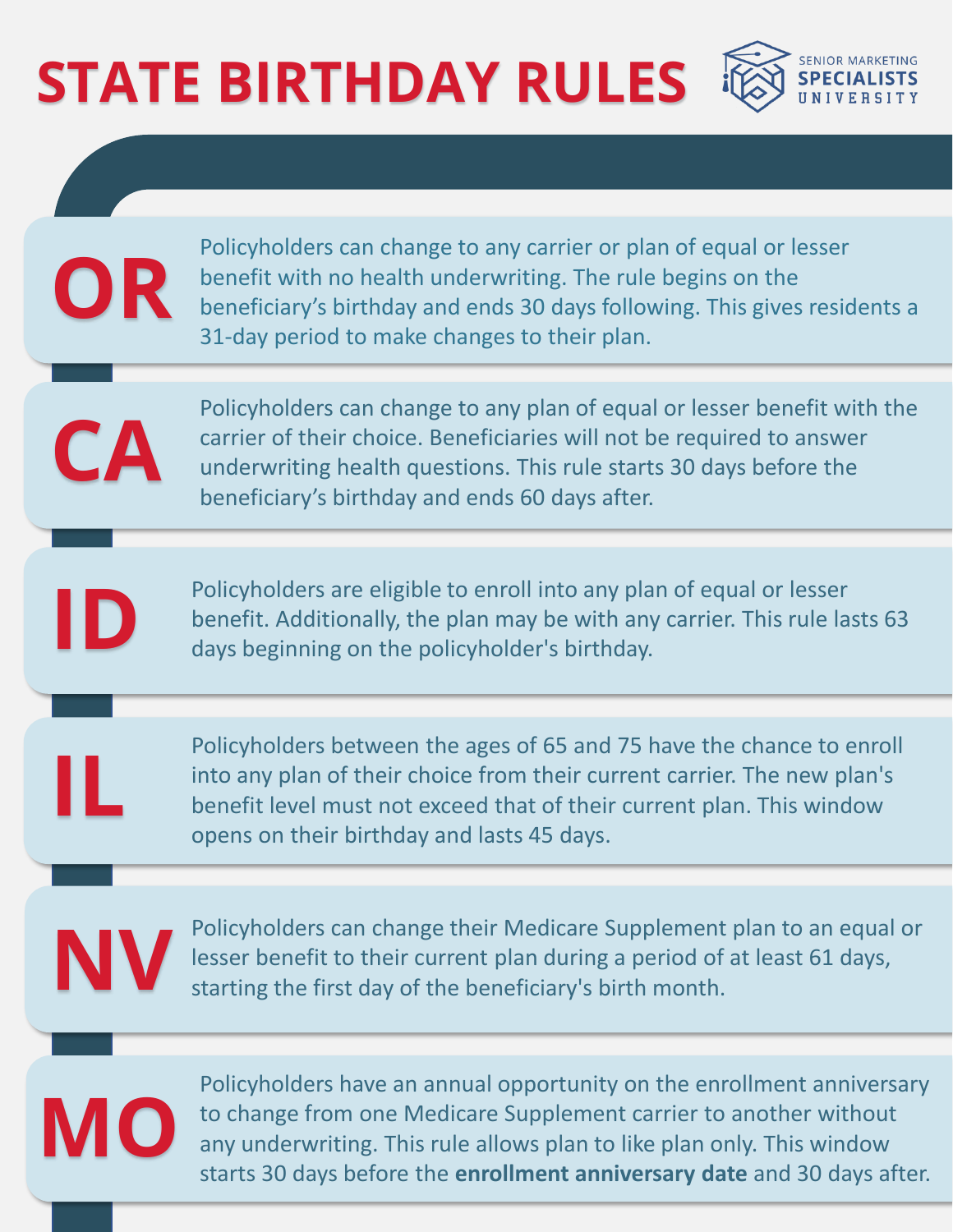# STATE BIRTHDAY RULES

SENIOR MARKETING SPECIALISTS UNIVERSITY

## OR

Policyholders can change to any carrier or plan of equal or lesser benefit with no health underwriting. The rule begins on the beneficiary's birthday and ends 30 days following. This gives residents a 31-day period to make changes to their plan.

## CA

Policyholders can change to any plan of equal or lesser benefit with the carrier of their choice. Beneficiaries will not be required to answer underwriting health questions. This rule starts 30 days before the beneficiary's birthday and ends 60 days after.

## ID

Policyholders are eligible to enroll into any plan of equal or lesser benefit. Additionally, the plan may be with any carrier. This rule lasts 63 days beginning on the policyholder's birthday.

## IL

Policyholders between the ages of 65 and 75 have the chance to enroll into any plan of their choice from their current carrier. The new plan's benefit level must not exceed that of their current plan. This window opens on their birthday and lasts 45 days.

## NV

Policyholders can change their Medicare Supplement plan to an equal or lesser benefit to their current plan during a period of at least 61 days, starting the first day of the beneficiary's birth month.

## MO

Policyholders have an annual opportunity on the enrollment anniversary to change from one Medicare Supplement carrier to another without any underwriting. This rule allows plan to like plan only. This window starts 30 days before the **enrollment anniversary date** and 30 days after.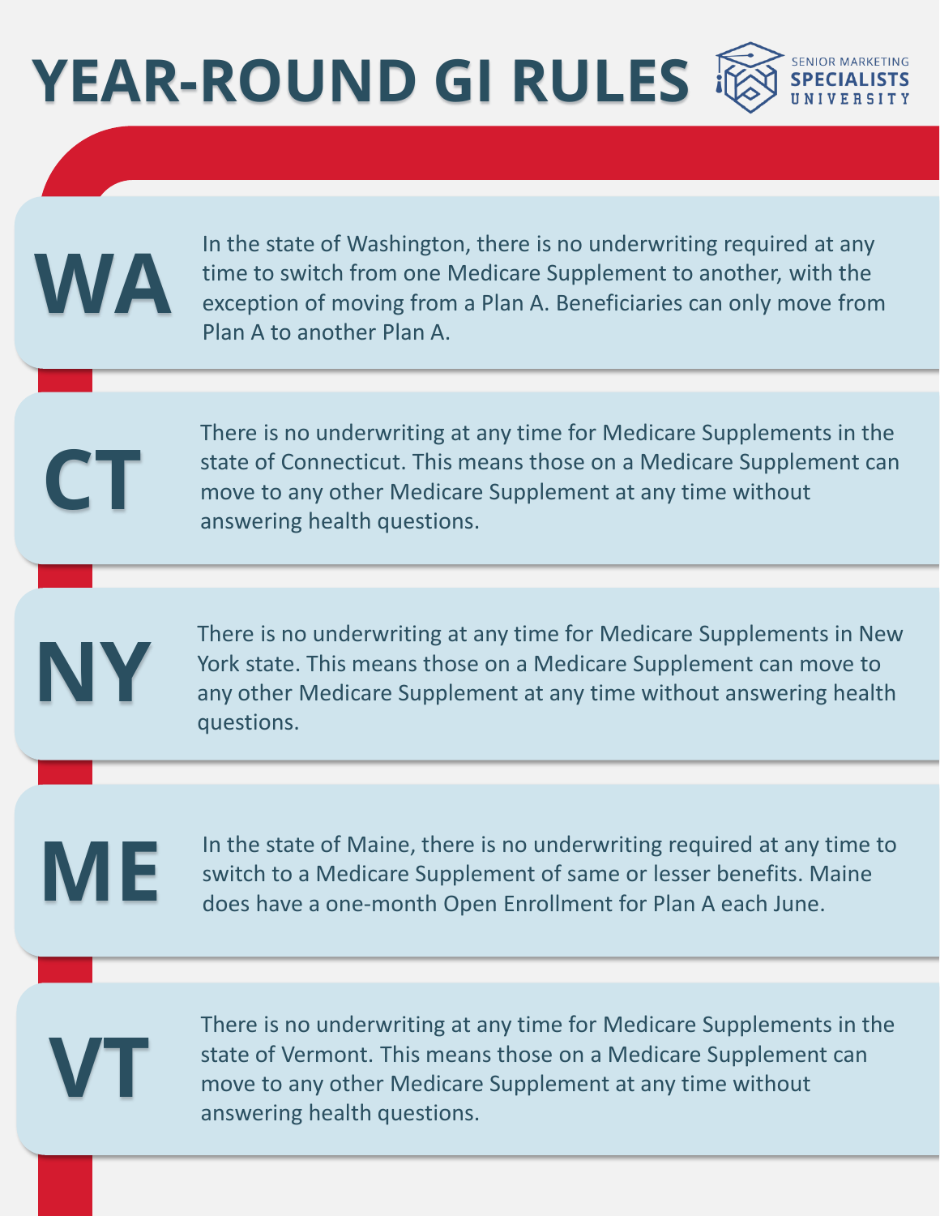# YEAR-ROUND GI RULES

SENIOR MARKETING **SPECIALISTS** UNIVERSITY

## WA

In the state of Washington, there is no underwriting required at any time to switch from one Medicare Supplement to another, with the exception of moving from a Plan A. Beneficiaries can only move from Plan A to another Plan A.

## CT

There is no underwriting at any time for Medicare Supplements in the state of Connecticut. This means those on a Medicare Supplement can move to any other Medicare Supplement at any time without answering health questions.

## NY

There is no underwriting at any time for Medicare Supplements in New York state. This means those on a Medicare Supplement can move to any other Medicare Supplement at any time without answering health questions.

## ME

In the state of Maine, there is no underwriting required at any time to switch to a Medicare Supplement of same or lesser benefits. Maine does have a one-month Open Enrollment for Plan A each June.

## VT

There is no underwriting at any time for Medicare Supplements in the state of Vermont. This means those on a Medicare Supplement can move to any other Medicare Supplement at any time without answering health questions.